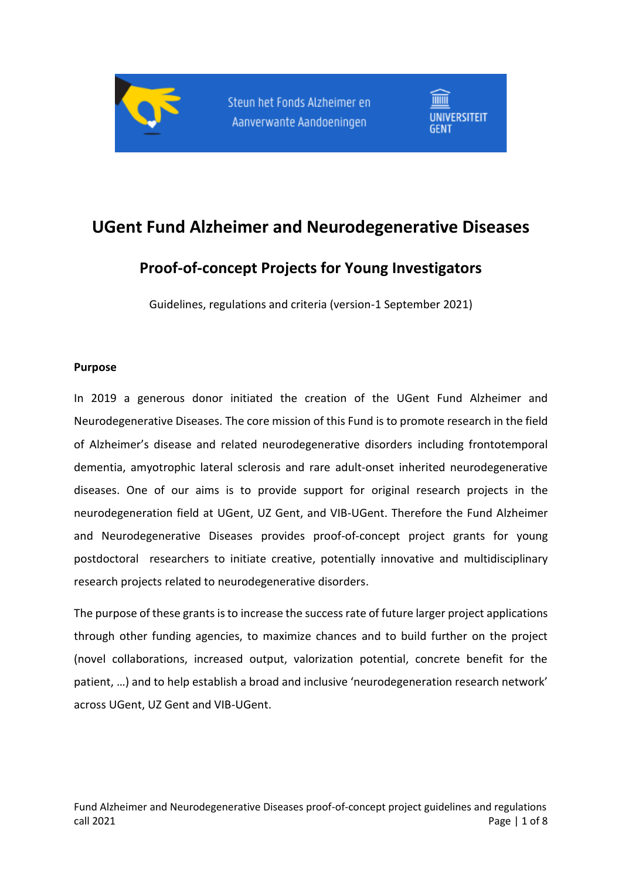# UGent Fund Alzheimer and Neurodegenerative Diseases

## Proof-of-concept Projects for Young Investigators

Guidelines, regulations and criteria (version-1 September 2021)

**Purpose**

In 2019 a generous donor initiated the creation of the UGent Fund Alzheimer and Neurodegenerative Diseases. The core mission of this Fund is to promote research in the field of Alzheimer's disease and related neurodegenerative disorders including frontotemporal dementia, amyotrophic lateral sclerosis and rare adult-onset inherited neurodegenerative diseases. One of our aims is to provide support for original research projects in the neurodegeneration field at UGent, UZ Gent, and VIB-UGent. Therefore the Fund Alzheimer and Neurodegenerative Diseases provides proof-of-concept project grants for young postdoctoral researchers to initiate creative, potentially innovative and multidisciplinary research projects related to neurodegenerative disorders.

The purpose of these grants is to increase the success rate of future larger project applications through other funding agencies, to maximize chances and to build further on the project (novel collaborations, increased output, valorization potential, concrete benefit for the patient, …) and to help establish a broad and inclusive 'neurodegeneration research network' across UGent, UZ Gent and VIB-UGent.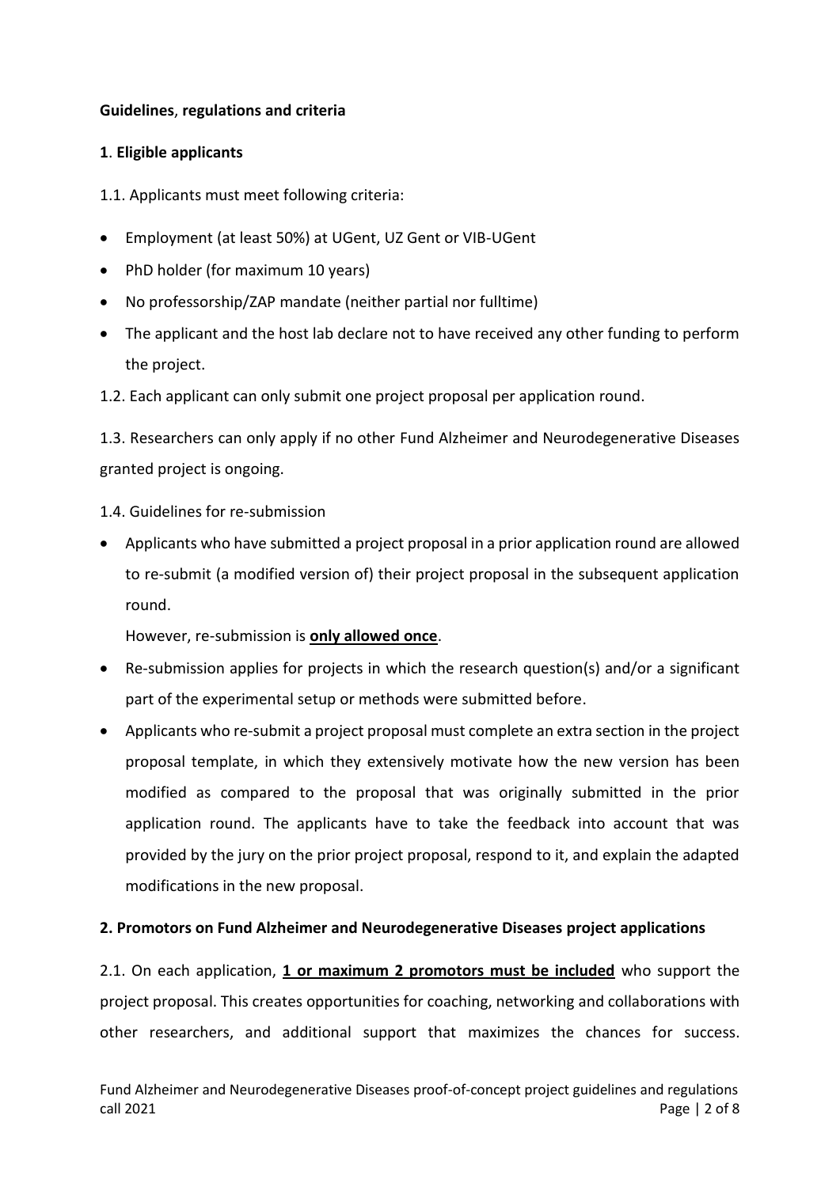**Guidelines, regulations and criteria**

**1. Eligible applicants**

1.1. Applicants must meet following criteria:

- Employment (at least 50%) at UGent, UZ Gent or VIB-UGent
- PhD holder (for maximum 10 years)
- No professorship/ZAP mandate (neither partial nor fulltime)
- The applicant and the host lab declare not to have received any other funding to perform the project.

1.2. Each applicant can only submit one project proposal per application round.

1.3. Researchers can only apply if no other Fund Alzheimer and Neurodegenerative Diseases granted project is ongoing.

1.4. Guidelines for re-submission

- Applicants who have submitted a project proposal in a prior application round are allowed to re-submit (a modified version of) their project proposal in the subsequent application round.

  However, re-submission is **only allowed once**.
- Re-submission applies for projects in which the research question(s) and/or a significant part of the experimental setup or methods were submitted before.
- Applicants who re-submit a project proposal must complete an extra section in the project proposal template, in which they extensively motivate how the new version has been modified as compared to the proposal that was originally submitted in the prior application round. The applicants have to take the feedback into account that was provided by the jury on the prior project proposal, respond to it, and explain the adapted modifications in the new proposal.

**2. Promotors on Fund Alzheimer and Neurodegenerative Diseases project applications**

2.1. On each application, **1 or maximum 2 promotors must be included** who support the project proposal. This creates opportunities for coaching, networking and collaborations with other researchers, and additional support that maximizes the chances for success.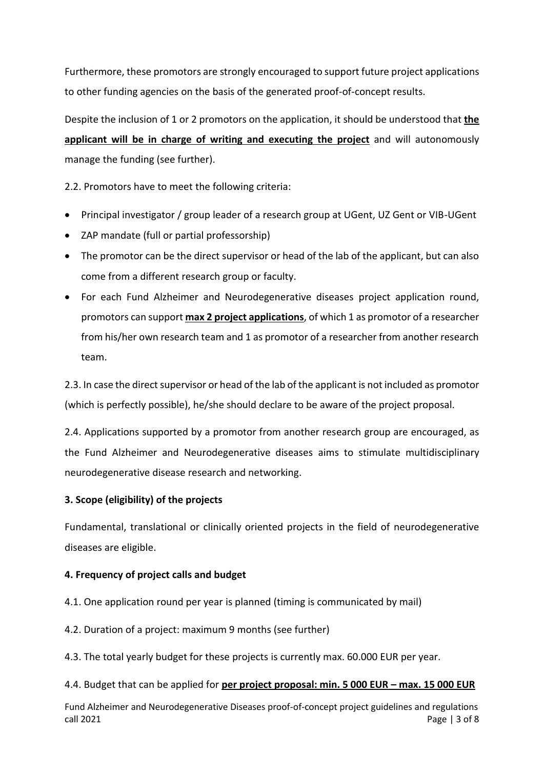Furthermore, these promotors are strongly encouraged to support future project applications to other funding agencies on the basis of the generated proof-of-concept results.

Despite the inclusion of 1 or 2 promotors on the application, it should be understood that **the applicant will be in charge of writing and executing the project** and will autonomously manage the funding (see further).

2.2. Promotors have to meet the following criteria:

- Principal investigator / group leader of a research group at UGent, UZ Gent or VIB-UGent
- ZAP mandate (full or partial professorship)
- The promotor can be the direct supervisor or head of the lab of the applicant, but can also come from a different research group or faculty.
- For each Fund Alzheimer and Neurodegenerative diseases project application round, promotors can support **max 2 project applications**, of which 1 as promotor of a researcher from his/her own research team and 1 as promotor of a researcher from another research team.

2.3. In case the direct supervisor or head of the lab of the applicant is not included as promotor (which is perfectly possible), he/she should declare to be aware of the project proposal.

2.4. Applications supported by a promotor from another research group are encouraged, as the Fund Alzheimer and Neurodegenerative diseases aims to stimulate multidisciplinary neurodegenerative disease research and networking.

### 3. Scope (eligibility) of the projects

Fundamental, translational or clinically oriented projects in the field of neurodegenerative diseases are eligible.

### 4. Frequency of project calls and budget

4.1. One application round per year is planned (timing is communicated by mail)

4.2. Duration of a project: maximum 9 months (see further)

4.3. The total yearly budget for these projects is currently max. 60.000 EUR per year.

4.4. Budget that can be applied for **per project proposal: min. 5 000 EUR – max. 15 000 EUR**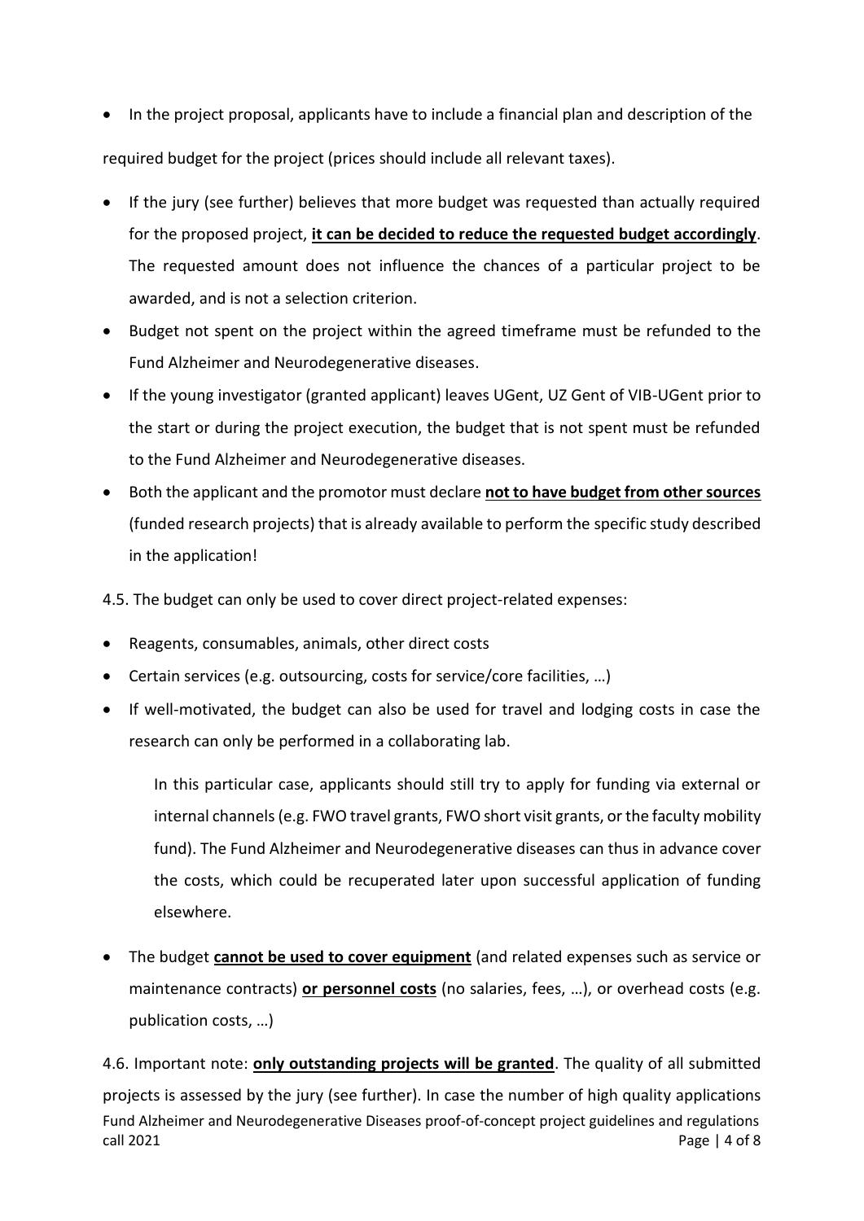- In the project proposal, applicants have to include a financial plan and description of the required budget for the project (prices should include all relevant taxes).
- If the jury (see further) believes that more budget was requested than actually required for the proposed project, **it can be decided to reduce the requested budget accordingly**. The requested amount does not influence the chances of a particular project to be awarded, and is not a selection criterion.
- Budget not spent on the project within the agreed timeframe must be refunded to the Fund Alzheimer and Neurodegenerative diseases.
- If the young investigator (granted applicant) leaves UGent, UZ Gent of VIB-UGent prior to the start or during the project execution, the budget that is not spent must be refunded to the Fund Alzheimer and Neurodegenerative diseases.
- Both the applicant and the promotor must declare **not to have budget from other sources** (funded research projects) that is already available to perform the specific study described in the application!

4.5. The budget can only be used to cover direct project-related expenses:

- Reagents, consumables, animals, other direct costs
- Certain services (e.g. outsourcing, costs for service/core facilities, …)
- If well-motivated, the budget can also be used for travel and lodging costs in case the research can only be performed in a collaborating lab.

  In this particular case, applicants should still try to apply for funding via external or internal channels (e.g. FWO travel grants, FWO short visit grants, or the faculty mobility fund). The Fund Alzheimer and Neurodegenerative diseases can thus in advance cover the costs, which could be recuperated later upon successful application of funding elsewhere.

- The budget **cannot be used to cover equipment** (and related expenses such as service or maintenance contracts) **or personnel costs** (no salaries, fees, …), or overhead costs (e.g. publication costs, …)

4.6. Important note: **only outstanding projects will be granted**. The quality of all submitted projects is assessed by the jury (see further). In case the number of high quality applications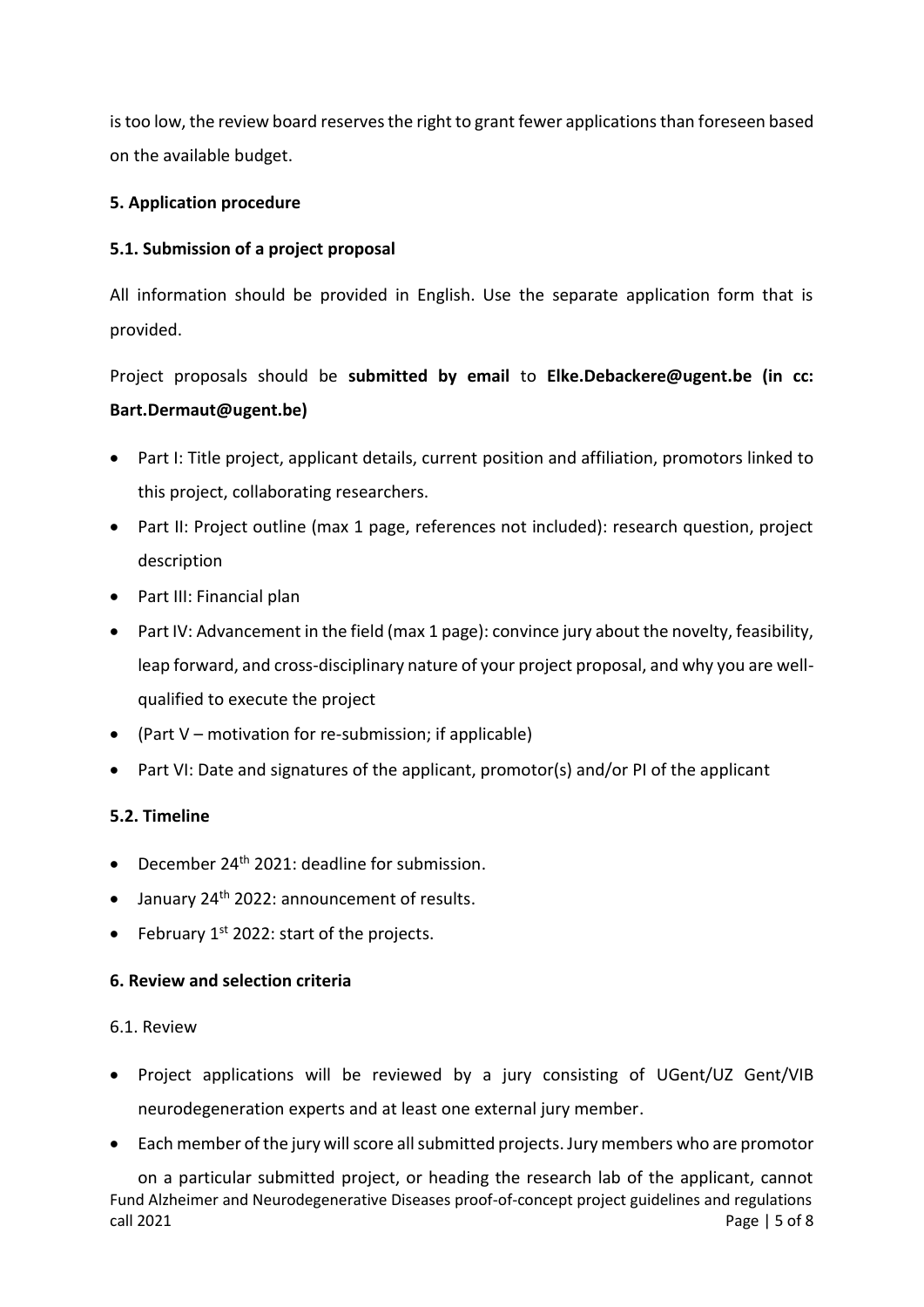is too low, the review board reserves the right to grant fewer applications than foreseen based on the available budget.

**5. Application procedure**

**5.1. Submission of a project proposal**

All information should be provided in English. Use the separate application form that is provided.

Project proposals should be **submitted by email** to **Elke.Debackere@ugent.be (in cc: Bart.Dermaut@ugent.be)**

- Part I: Title project, applicant details, current position and affiliation, promotors linked to this project, collaborating researchers.
- Part II: Project outline (max 1 page, references not included): research question, project description
- Part III: Financial plan
- Part IV: Advancement in the field (max 1 page): convince jury about the novelty, feasibility, leap forward, and cross-disciplinary nature of your project proposal, and why you are well-qualified to execute the project
- (Part V – motivation for re-submission; if applicable)
- Part VI: Date and signatures of the applicant, promotor(s) and/or PI of the applicant

**5.2. Timeline**

- December 24th 2021: deadline for submission.
- January 24th 2022: announcement of results.
- February 1st 2022: start of the projects.

**6. Review and selection criteria**

6.1. Review

- Project applications will be reviewed by a jury consisting of UGent/UZ Gent/VIB neurodegeneration experts and at least one external jury member.
- Each member of the jury will score all submitted projects. Jury members who are promotor on a particular submitted project, or heading the research lab of the applicant, cannot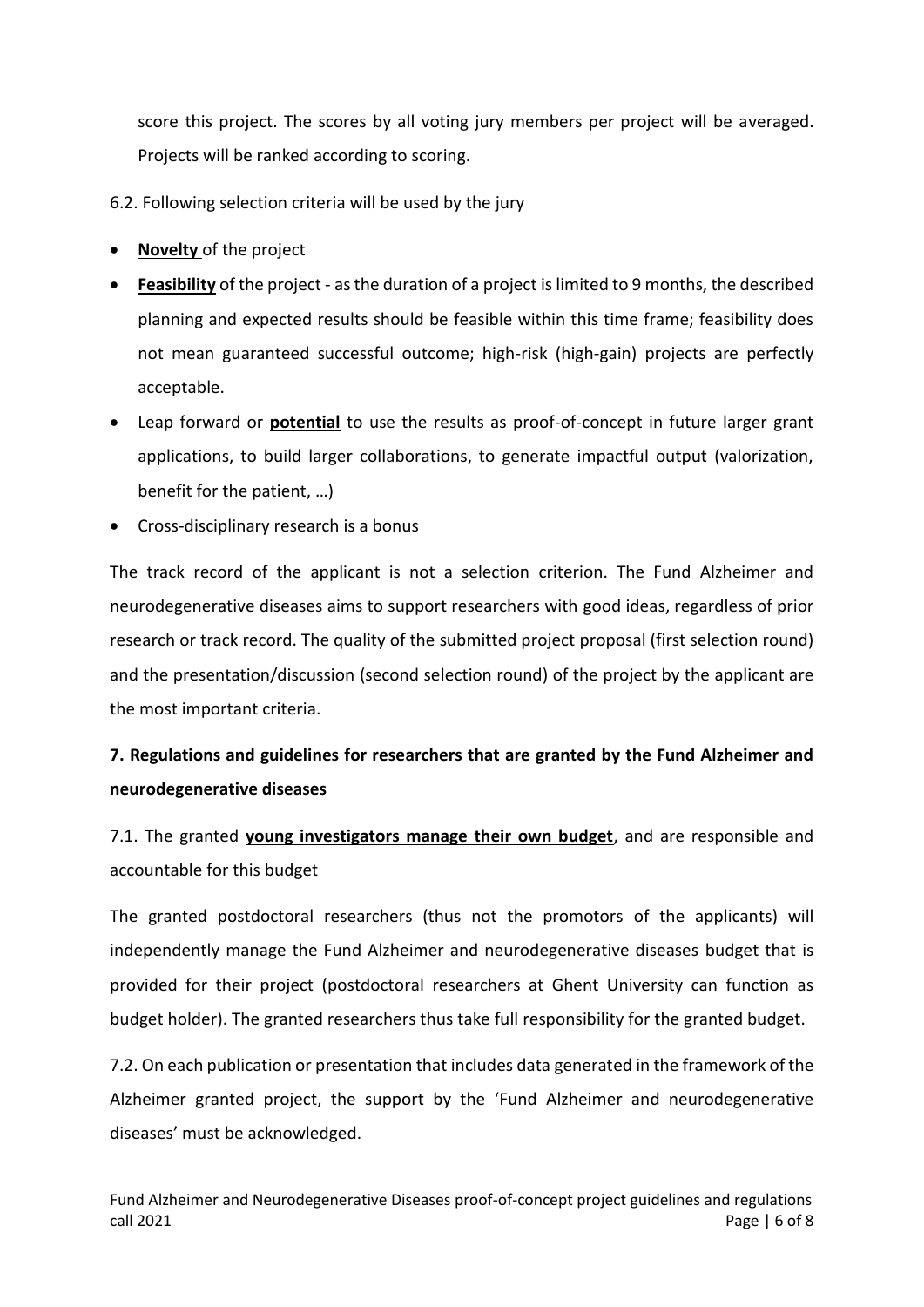score this project. The scores by all voting jury members per project will be averaged. Projects will be ranked according to scoring.

6.2. Following selection criteria will be used by the jury

- **Novelty** of the project
- **Feasibility** of the project - as the duration of a project is limited to 9 months, the described planning and expected results should be feasible within this time frame; feasibility does not mean guaranteed successful outcome; high-risk (high-gain) projects are perfectly acceptable.
- Leap forward or **potential** to use the results as proof-of-concept in future larger grant applications, to build larger collaborations, to generate impactful output (valorization, benefit for the patient, …)
- Cross-disciplinary research is a bonus

The track record of the applicant is not a selection criterion. The Fund Alzheimer and neurodegenerative diseases aims to support researchers with good ideas, regardless of prior research or track record. The quality of the submitted project proposal (first selection round) and the presentation/discussion (second selection round) of the project by the applicant are the most important criteria.

## 7. Regulations and guidelines for researchers that are granted by the Fund Alzheimer and neurodegenerative diseases

7.1. The granted **young investigators manage their own budget**, and are responsible and accountable for this budget

The granted postdoctoral researchers (thus not the promotors of the applicants) will independently manage the Fund Alzheimer and neurodegenerative diseases budget that is provided for their project (postdoctoral researchers at Ghent University can function as budget holder). The granted researchers thus take full responsibility for the granted budget.

7.2. On each publication or presentation that includes data generated in the framework of the Alzheimer granted project, the support by the 'Fund Alzheimer and neurodegenerative diseases' must be acknowledged.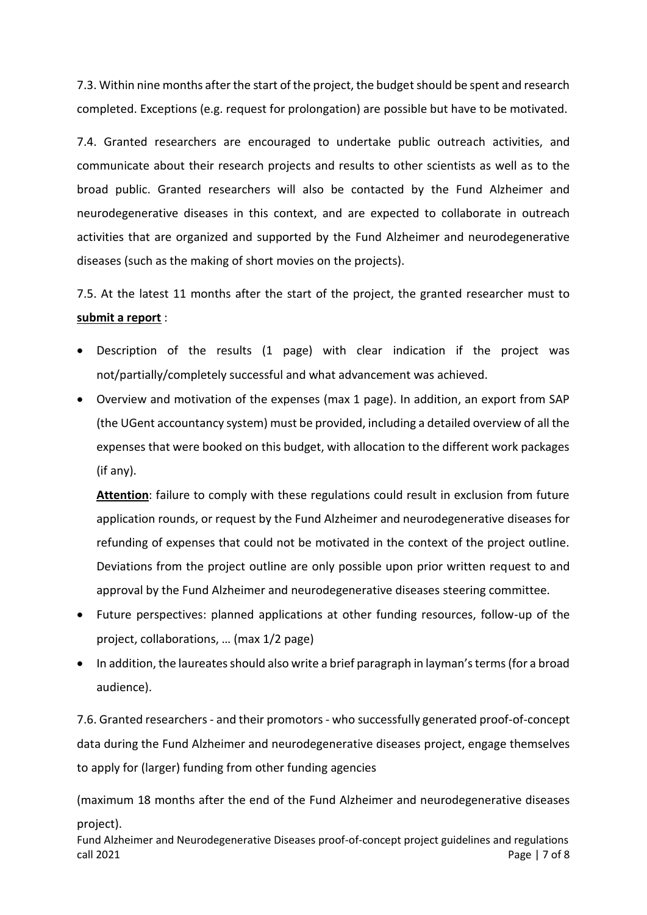7.3. Within nine months after the start of the project, the budget should be spent and research completed. Exceptions (e.g. request for prolongation) are possible but have to be motivated.

7.4. Granted researchers are encouraged to undertake public outreach activities, and communicate about their research projects and results to other scientists as well as to the broad public. Granted researchers will also be contacted by the Fund Alzheimer and neurodegenerative diseases in this context, and are expected to collaborate in outreach activities that are organized and supported by the Fund Alzheimer and neurodegenerative diseases (such as the making of short movies on the projects).

7.5. At the latest 11 months after the start of the project, the granted researcher must to **submit a report** :

- Description of the results (1 page) with clear indication if the project was not/partially/completely successful and what advancement was achieved.
- Overview and motivation of the expenses (max 1 page). In addition, an export from SAP (the UGent accountancy system) must be provided, including a detailed overview of all the expenses that were booked on this budget, with allocation to the different work packages (if any).

  **Attention**: failure to comply with these regulations could result in exclusion from future application rounds, or request by the Fund Alzheimer and neurodegenerative diseases for refunding of expenses that could not be motivated in the context of the project outline. Deviations from the project outline are only possible upon prior written request to and approval by the Fund Alzheimer and neurodegenerative diseases steering committee.
- Future perspectives: planned applications at other funding resources, follow-up of the project, collaborations, … (max 1/2 page)
- In addition, the laureates should also write a brief paragraph in layman's terms (for a broad audience).

7.6. Granted researchers - and their promotors - who successfully generated proof-of-concept data during the Fund Alzheimer and neurodegenerative diseases project, engage themselves to apply for (larger) funding from other funding agencies

(maximum 18 months after the end of the Fund Alzheimer and neurodegenerative diseases project).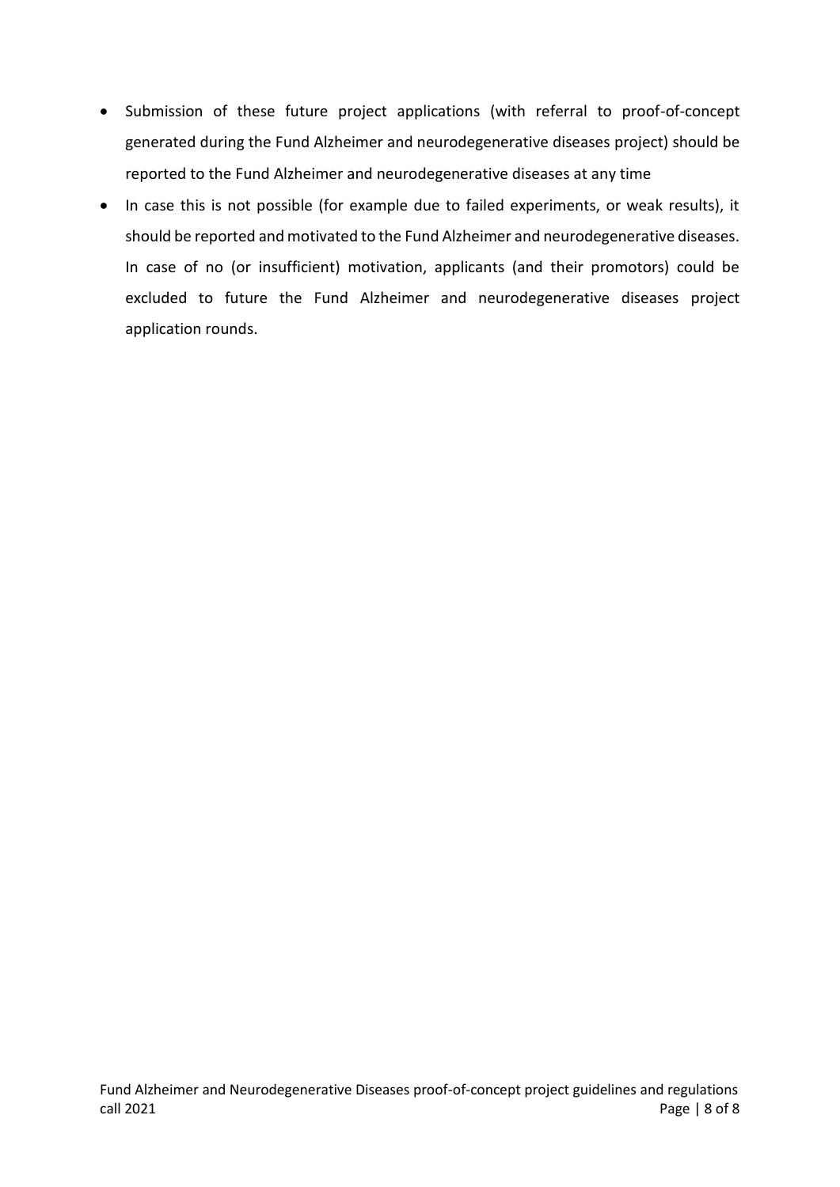- Submission of these future project applications (with referral to proof-of-concept generated during the Fund Alzheimer and neurodegenerative diseases project) should be reported to the Fund Alzheimer and neurodegenerative diseases at any time
- In case this is not possible (for example due to failed experiments, or weak results), it should be reported and motivated to the Fund Alzheimer and neurodegenerative diseases. In case of no (or insufficient) motivation, applicants (and their promotors) could be excluded to future the Fund Alzheimer and neurodegenerative diseases project application rounds.